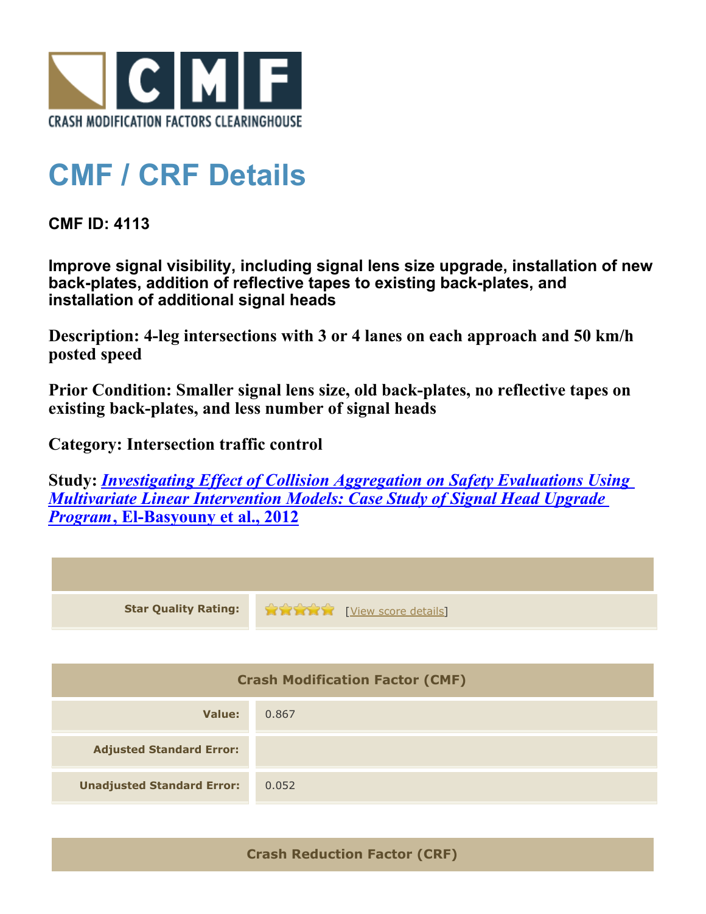CMF
CRASH MODIFICATION FACTORS CLEARINGHOUSE

# CMF / CRF Details

**CMF ID: 4113**

**Improve signal visibility, including signal lens size upgrade, installation of new back-plates, addition of reflective tapes to existing back-plates, and installation of additional signal heads**

**Description: 4-leg intersections with 3 or 4 lanes on each approach and 50 km/h posted speed**

**Prior Condition: Smaller signal lens size, old back-plates, no reflective tapes on existing back-plates, and less number of signal heads**

**Category: Intersection traffic control**

**Study: *Investigating Effect of Collision Aggregation on Safety Evaluations Using Multivariate Linear Intervention Models: Case Study of Signal Head Upgrade Program*, El-Basyouny et al., 2012**

| | |
|---|---|
| **Star Quality Rating:** | ★★★★★ [View score details] |

| Crash Modification Factor (CMF) | |
|---|---|
| **Value:** | 0.867 |
| **Adjusted Standard Error:** | |
| **Unadjusted Standard Error:** | 0.052 |

| Crash Reduction Factor (CRF) |
|---|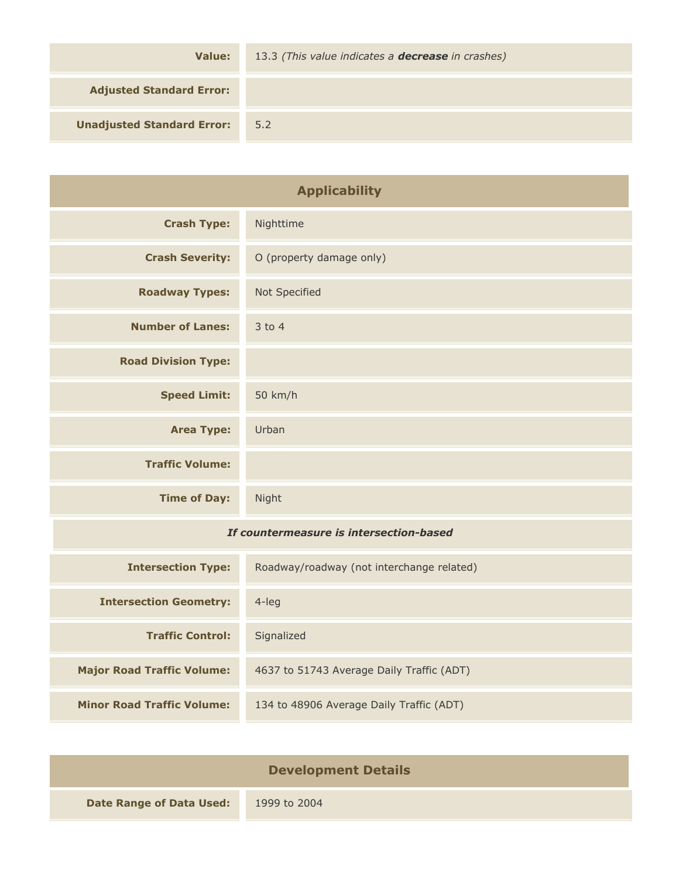| | |
|---|---|
| **Value:** | 13.3 *(This value indicates a **decrease** in crashes)* |
| **Adjusted Standard Error:** | |
| **Unadjusted Standard Error:** | 5.2 |

## Applicability

| | |
|---|---|
| **Crash Type:** | Nighttime |
| **Crash Severity:** | O (property damage only) |
| **Roadway Types:** | Not Specified |
| **Number of Lanes:** | 3 to 4 |
| **Road Division Type:** | |
| **Speed Limit:** | 50 km/h |
| **Area Type:** | Urban |
| **Traffic Volume:** | |
| **Time of Day:** | Night |

***If countermeasure is intersection-based***

| | |
|---|---|
| **Intersection Type:** | Roadway/roadway (not interchange related) |
| **Intersection Geometry:** | 4-leg |
| **Traffic Control:** | Signalized |
| **Major Road Traffic Volume:** | 4637 to 51743 Average Daily Traffic (ADT) |
| **Minor Road Traffic Volume:** | 134 to 48906 Average Daily Traffic (ADT) |

## Development Details

| | |
|---|---|
| **Date Range of Data Used:** | 1999 to 2004 |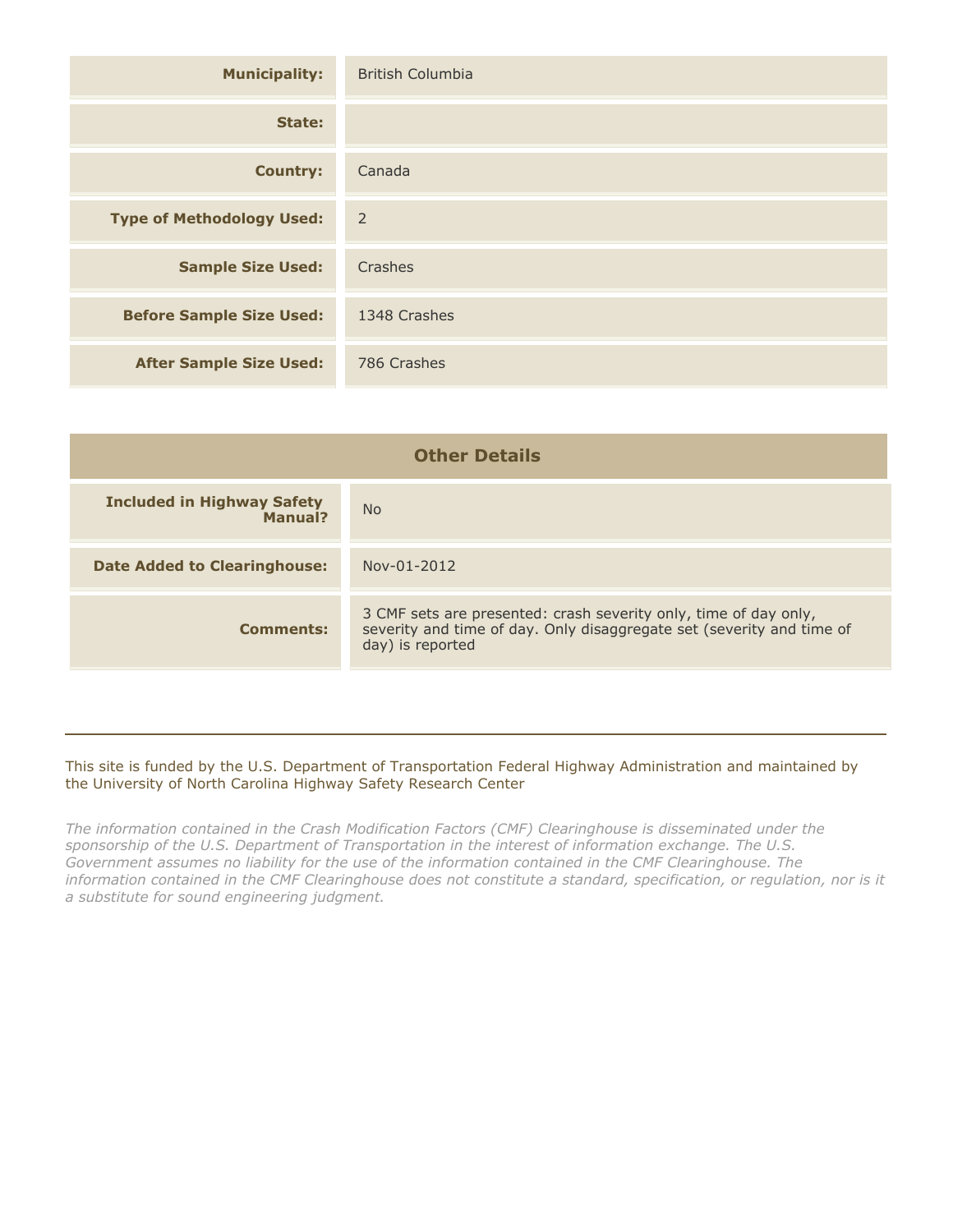| | |
|---|---|
| **Municipality:** | British Columbia |
| **State:** | |
| **Country:** | Canada |
| **Type of Methodology Used:** | 2 |
| **Sample Size Used:** | Crashes |
| **Before Sample Size Used:** | 1348 Crashes |
| **After Sample Size Used:** | 786 Crashes |

## Other Details

| | |
|---|---|
| **Included in Highway Safety Manual?** | No |
| **Date Added to Clearinghouse:** | Nov-01-2012 |
| **Comments:** | 3 CMF sets are presented: crash severity only, time of day only, severity and time of day. Only disaggregate set (severity and time of day) is reported |

---

This site is funded by the U.S. Department of Transportation Federal Highway Administration and maintained by the University of North Carolina Highway Safety Research Center

*The information contained in the Crash Modification Factors (CMF) Clearinghouse is disseminated under the sponsorship of the U.S. Department of Transportation in the interest of information exchange. The U.S. Government assumes no liability for the use of the information contained in the CMF Clearinghouse. The information contained in the CMF Clearinghouse does not constitute a standard, specification, or regulation, nor is it a substitute for sound engineering judgment.*